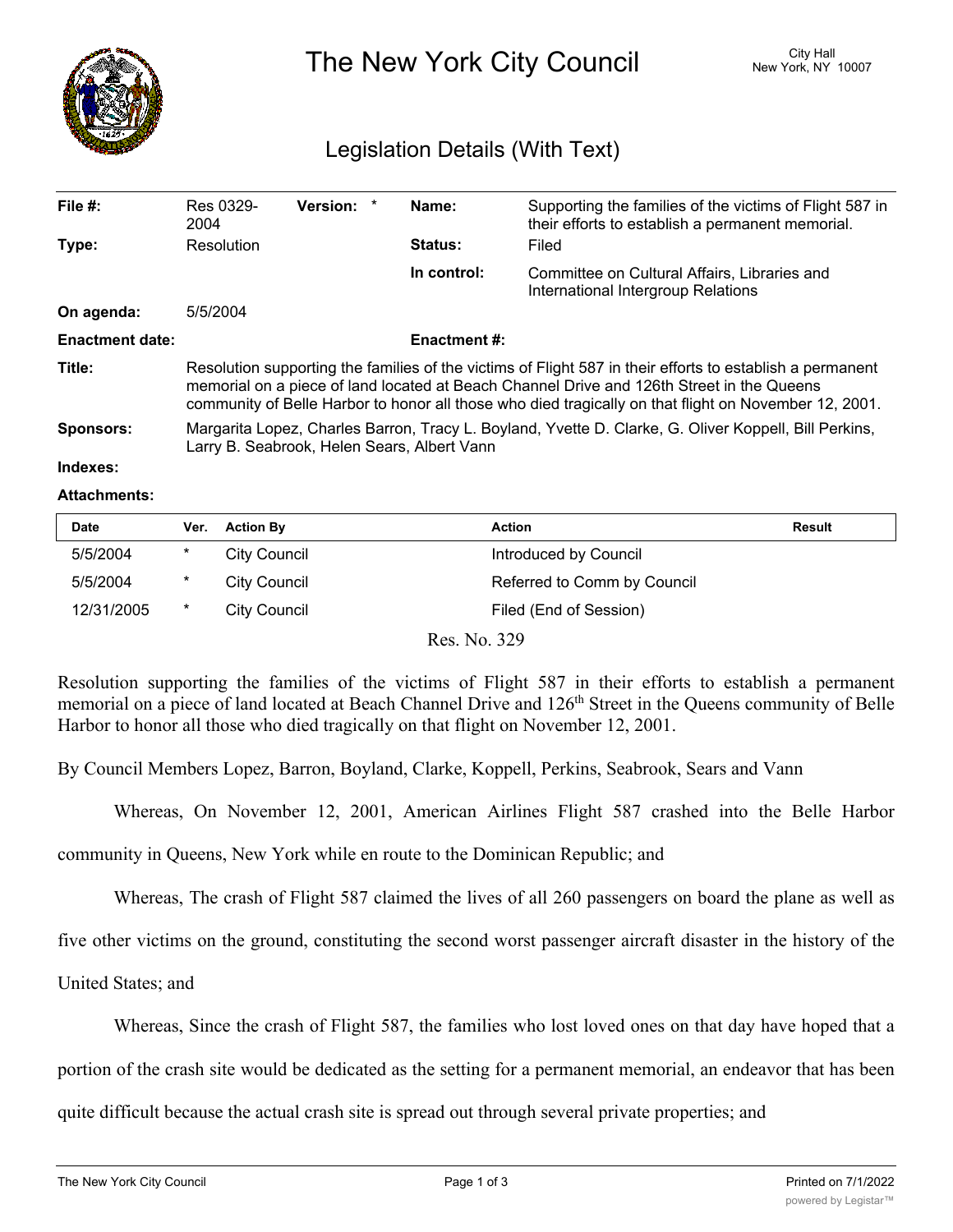# The New York City Council

City Hall
New York, NY 10007

## Legislation Details (With Text)

| | | | | | |
|---|---|---|---|---|---|
| **File #:** | Res 0329-2004 | **Version:** | * | **Name:** | Supporting the families of the victims of Flight 587 in their efforts to establish a permanent memorial. |
| **Type:** | Resolution | | | **Status:** | Filed |
| | | | | **In control:** | Committee on Cultural Affairs, Libraries and International Intergroup Relations |
| **On agenda:** | 5/5/2004 | | | | |
| **Enactment date:** | | | | **Enactment #:** | |

**Title:** Resolution supporting the families of the victims of Flight 587 in their efforts to establish a permanent memorial on a piece of land located at Beach Channel Drive and 126th Street in the Queens community of Belle Harbor to honor all those who died tragically on that flight on November 12, 2001.

**Sponsors:** Margarita Lopez, Charles Barron, Tracy L. Boyland, Yvette D. Clarke, G. Oliver Koppell, Bill Perkins, Larry B. Seabrook, Helen Sears, Albert Vann

**Indexes:**

**Attachments:**

| Date | Ver. | Action By | Action | Result |
|---|---|---|---|---|
| 5/5/2004 | * | City Council | Introduced by Council | |
| 5/5/2004 | * | City Council | Referred to Comm by Council | |
| 12/31/2005 | * | City Council | Filed (End of Session) | |

Res. No. 329

Resolution supporting the families of the victims of Flight 587 in their efforts to establish a permanent memorial on a piece of land located at Beach Channel Drive and 126th Street in the Queens community of Belle Harbor to honor all those who died tragically on that flight on November 12, 2001.

By Council Members Lopez, Barron, Boyland, Clarke, Koppell, Perkins, Seabrook, Sears and Vann

Whereas, On November 12, 2001, American Airlines Flight 587 crashed into the Belle Harbor community in Queens, New York while en route to the Dominican Republic; and

Whereas, The crash of Flight 587 claimed the lives of all 260 passengers on board the plane as well as five other victims on the ground, constituting the second worst passenger aircraft disaster in the history of the United States; and

Whereas, Since the crash of Flight 587, the families who lost loved ones on that day have hoped that a portion of the crash site would be dedicated as the setting for a permanent memorial, an endeavor that has been quite difficult because the actual crash site is spread out through several private properties; and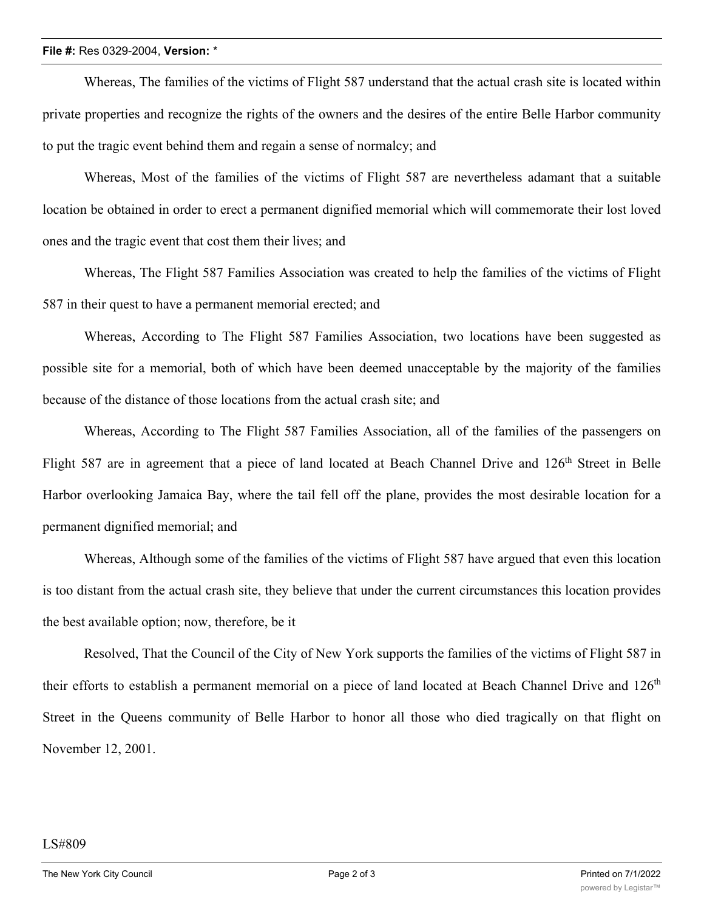Whereas, The families of the victims of Flight 587 understand that the actual crash site is located within private properties and recognize the rights of the owners and the desires of the entire Belle Harbor community to put the tragic event behind them and regain a sense of normalcy; and

Whereas, Most of the families of the victims of Flight 587 are nevertheless adamant that a suitable location be obtained in order to erect a permanent dignified memorial which will commemorate their lost loved ones and the tragic event that cost them their lives; and

Whereas, The Flight 587 Families Association was created to help the families of the victims of Flight 587 in their quest to have a permanent memorial erected; and

Whereas, According to The Flight 587 Families Association, two locations have been suggested as possible site for a memorial, both of which have been deemed unacceptable by the majority of the families because of the distance of those locations from the actual crash site; and

Whereas, According to The Flight 587 Families Association, all of the families of the passengers on Flight 587 are in agreement that a piece of land located at Beach Channel Drive and 126th Street in Belle Harbor overlooking Jamaica Bay, where the tail fell off the plane, provides the most desirable location for a permanent dignified memorial; and

Whereas, Although some of the families of the victims of Flight 587 have argued that even this location is too distant from the actual crash site, they believe that under the current circumstances this location provides the best available option; now, therefore, be it

Resolved, That the Council of the City of New York supports the families of the victims of Flight 587 in their efforts to establish a permanent memorial on a piece of land located at Beach Channel Drive and 126th Street in the Queens community of Belle Harbor to honor all those who died tragically on that flight on November 12, 2001.

LS#809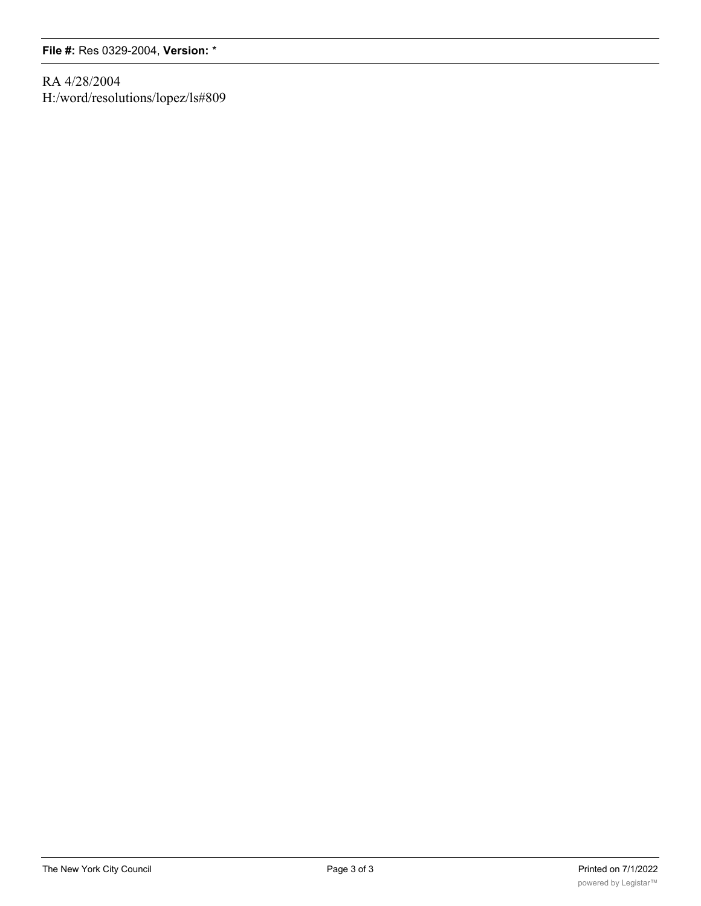RA 4/28/2004
H:/word/resolutions/lopez/ls#809